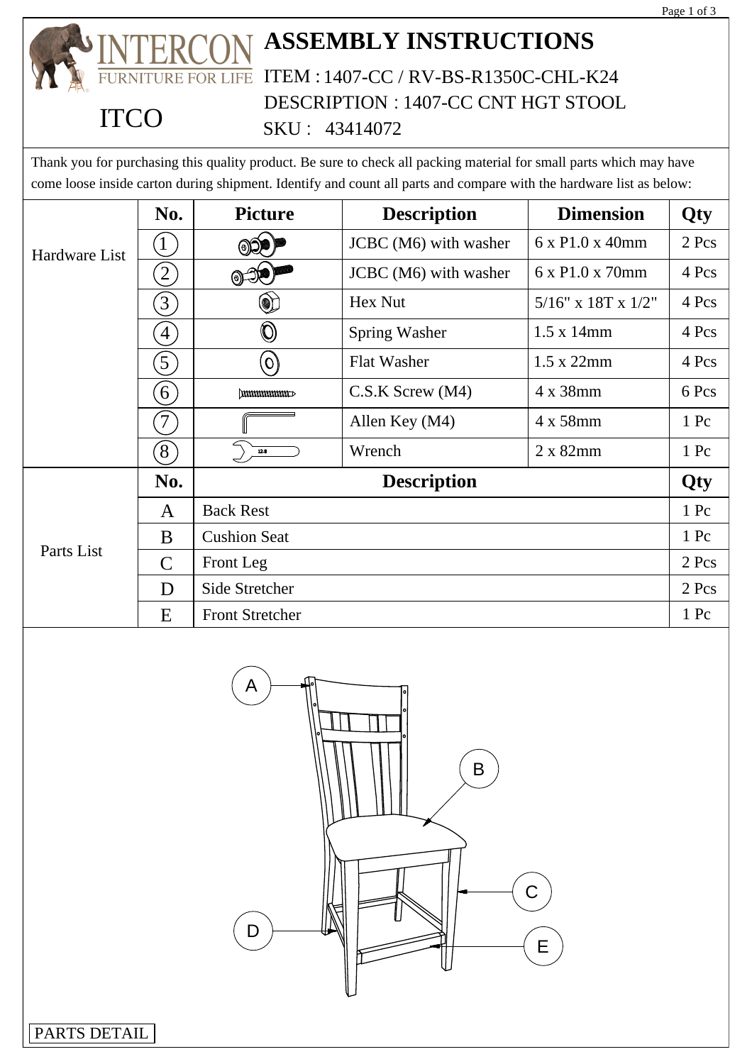INTERCON
FURNITURE FOR LIFE

ITCO

# ASSEMBLY INSTRUCTIONS

ITEM : 1407-CC / RV-BS-R1350C-CHL-K24

DESCRIPTION : 1407-CC CNT HGT STOOL

SKU : 43414072

Thank you for purchasing this quality product. Be sure to check all packing material for small parts which may have come loose inside carton during shipment. Identify and count all parts and compare with the hardware list as below:

| | No. | Picture | Description | Dimension | Qty |
|---|---|---|---|---|---|
| Hardware List | 1 | | JCBC (M6) with washer | 6 x P1.0 x 40mm | 2 Pcs |
| | 2 | | JCBC (M6) with washer | 6 x P1.0 x 70mm | 4 Pcs |
| | 3 | | Hex Nut | 5/16" x 18T x 1/2" | 4 Pcs |
| | 4 | | Spring Washer | 1.5 x 14mm | 4 Pcs |
| | 5 | | Flat Washer | 1.5 x 22mm | 4 Pcs |
| | 6 | | C.S.K Screw (M4) | 4 x 38mm | 6 Pcs |
| | 7 | | Allen Key (M4) | 4 x 58mm | 1 Pc |
| | 8 | | Wrench | 2 x 82mm | 1 Pc |

| | No. | Description | Qty |
|---|---|---|---|
| Parts List | A | Back Rest | 1 Pc |
| | B | Cushion Seat | 1 Pc |
| | C | Front Leg | 2 Pcs |
| | D | Side Stretcher | 2 Pcs |
| | E | Front Stretcher | 1 Pc |

PARTS DETAIL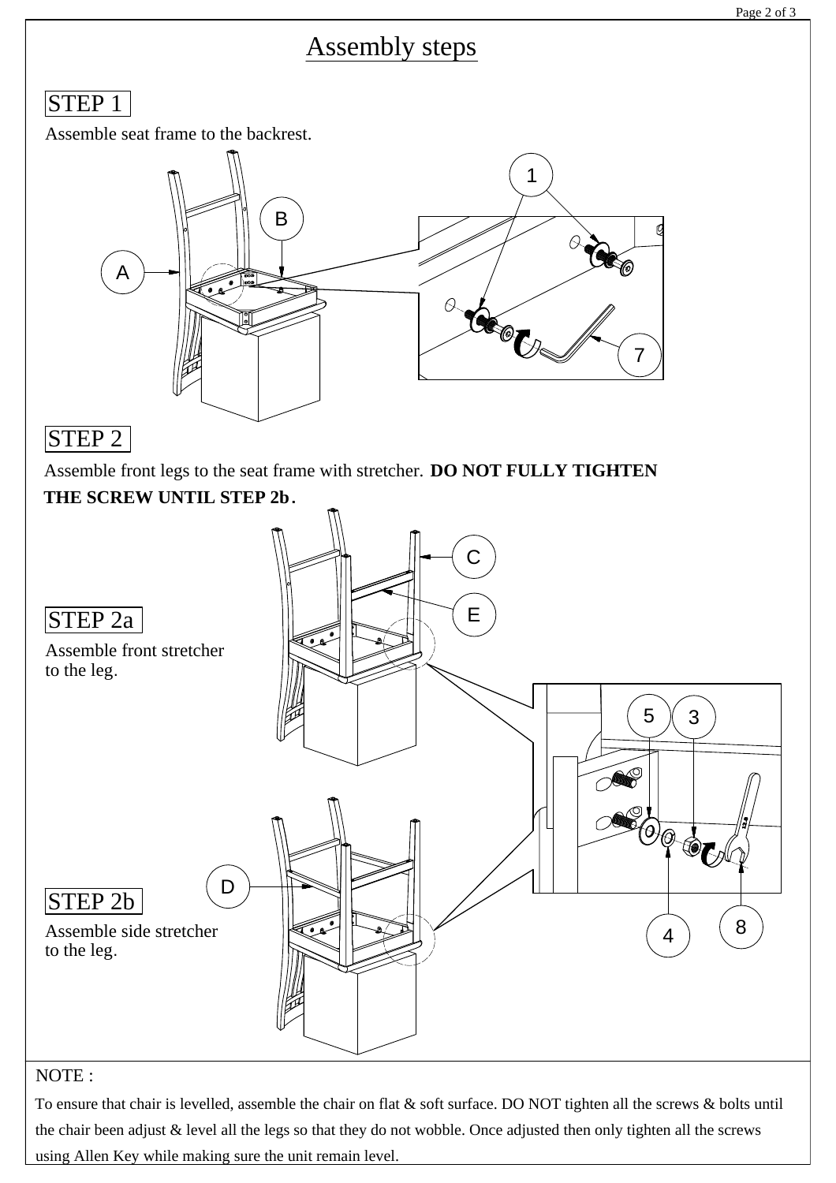# Assembly steps

## STEP 1

Assemble seat frame to the backrest.

## STEP 2

Assemble front legs to the seat frame with stretcher. **DO NOT FULLY TIGHTEN THE SCREW UNTIL STEP 2b.**

### STEP 2a

Assemble front stretcher to the leg.

### STEP 2b

Assemble side stretcher to the leg.

NOTE :

To ensure that chair is levelled, assemble the chair on flat & soft surface. DO NOT tighten all the screws & bolts until the chair been adjust & level all the legs so that they do not wobble. Once adjusted then only tighten all the screws using Allen Key while making sure the unit remain level.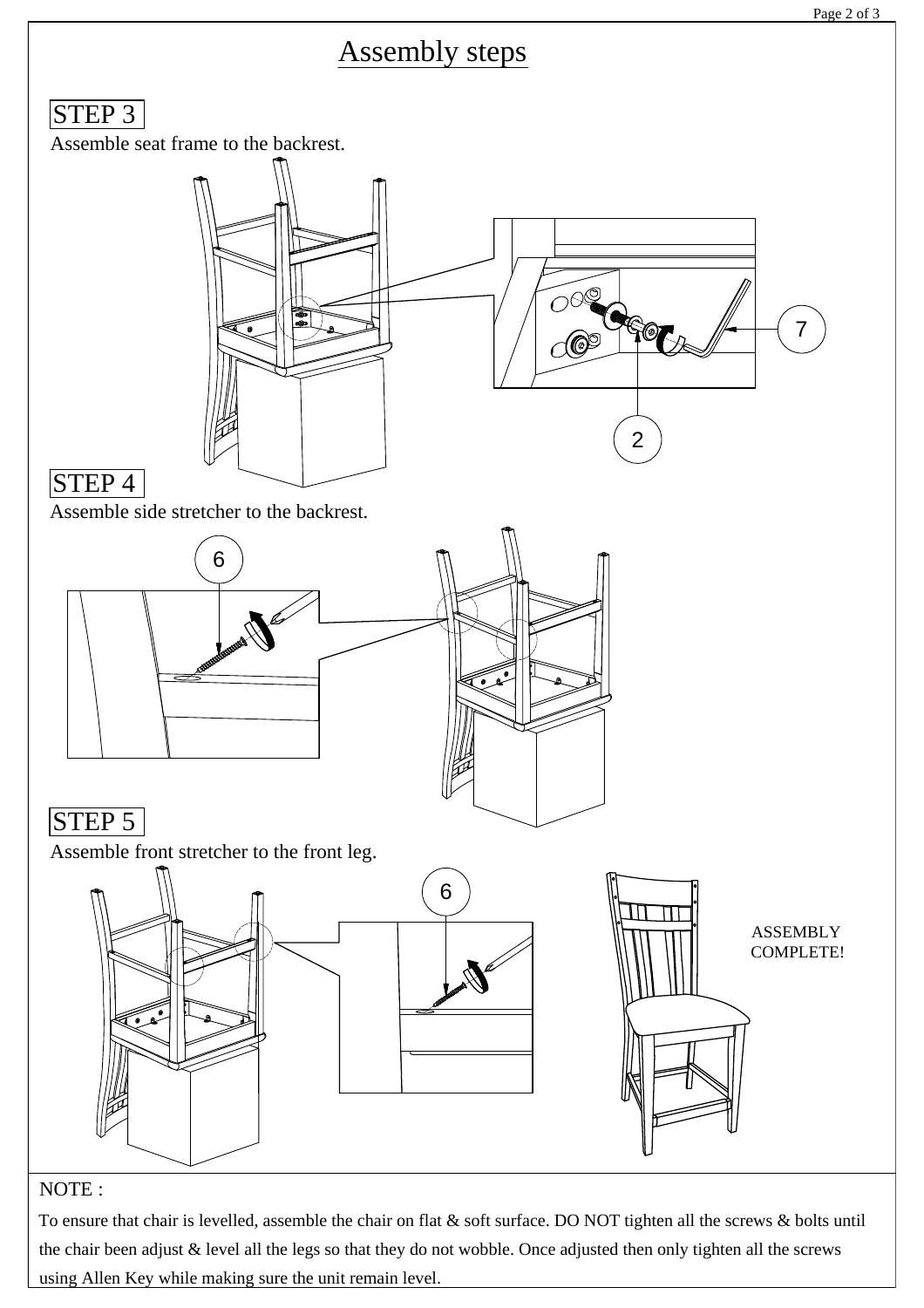# Assembly steps

## STEP 3

Assemble seat frame to the backrest.

7

2

## STEP 4

Assemble side stretcher to the backrest.

6

## STEP 5

Assemble front stretcher to the front leg.

6

ASSEMBLY COMPLETE!

NOTE :

To ensure that chair is levelled, assemble the chair on flat & soft surface. DO NOT tighten all the screws & bolts until the chair been adjust & level all the legs so that they do not wobble. Once adjusted then only tighten all the screws using Allen Key while making sure the unit remain level.